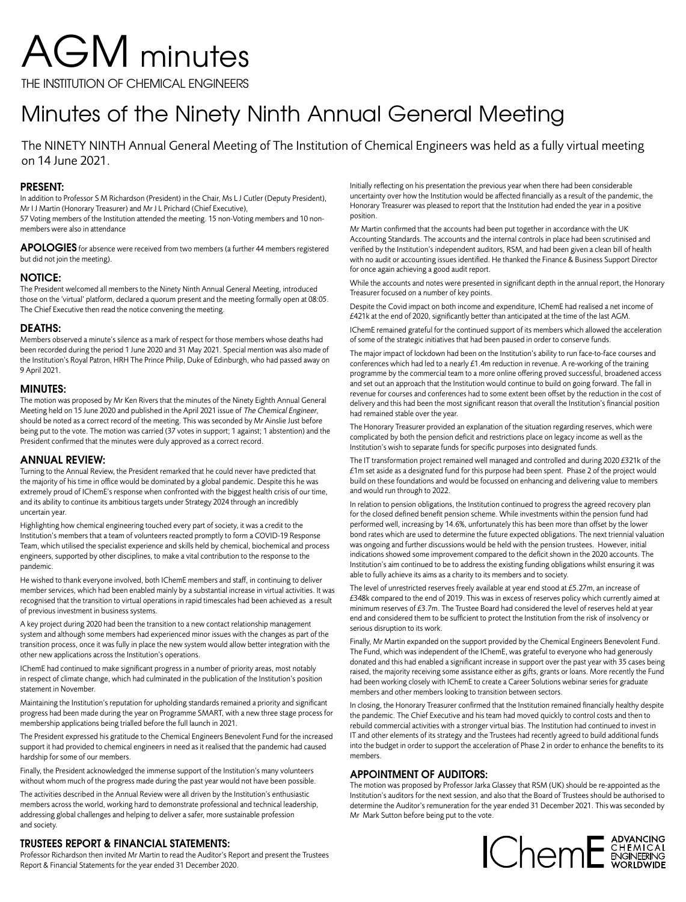# AGM minutes

THE INSTITUTION OF CHEMICAL ENGINEERS

## Minutes of the Ninety Ninth Annual General Meeting

The NINETY NINTH Annual General Meeting of The Institution of Chemical Engineers was held as a fully virtual meeting on 14 June 2021.

### PRESENT:

In addition to Professor S M Richardson (President) in the Chair, Ms L J Cutler (Deputy President), Mr I J Martin (Honorary Treasurer) and Mr J L Prichard (Chief Executive),
57 Voting members of the Institution attended the meeting. 15 non-Voting members and 10 non-members were also in attendance

**APOLOGIES** for absence were received from two members (a further 44 members registered but did not join the meeting).

### NOTICE:

The President welcomed all members to the Ninety Ninth Annual General Meeting, introduced those on the 'virtual' platform, declared a quorum present and the meeting formally open at 08:05. The Chief Executive then read the notice convening the meeting.

### DEATHS:

Members observed a minute's silence as a mark of respect for those members whose deaths had been recorded during the period 1 June 2020 and 31 May 2021. Special mention was also made of the Institution's Royal Patron, HRH The Prince Philip, Duke of Edinburgh, who had passed away on 9 April 2021.

### MINUTES:

The motion was proposed by Mr Ken Rivers that the minutes of the Ninety Eighth Annual General Meeting held on 15 June 2020 and published in the April 2021 issue of *The Chemical Engineer*, should be noted as a correct record of the meeting. This was seconded by Mr Ainslie Just before being put to the vote. The motion was carried (37 votes in support; 1 against; 1 abstention) and the President confirmed that the minutes were duly approved as a correct record.

### ANNUAL REVIEW:

Turning to the Annual Review, the President remarked that he could never have predicted that the majority of his time in office would be dominated by a global pandemic. Despite this he was extremely proud of IChemE's response when confronted with the biggest health crisis of our time, and its ability to continue its ambitious targets under Strategy 2024 through an incredibly uncertain year.

Highlighting how chemical engineering touched every part of society, it was a credit to the Institution's members that a team of volunteers reacted promptly to form a COVID-19 Response Team, which utilised the specialist experience and skills held by chemical, biochemical and process engineers, supported by other disciplines, to make a vital contribution to the response to the pandemic.

He wished to thank everyone involved, both IChemE members and staff, in continuing to deliver member services, which had been enabled mainly by a substantial increase in virtual activities. It was recognised that the transition to virtual operations in rapid timescales had been achieved as a result of previous investment in business systems.

A key project during 2020 had been the transition to a new contact relationship management system and although some members had experienced minor issues with the changes as part of the transition process, once it was fully in place the new system would allow better integration with the other new applications across the Institution's operations.

IChemE had continued to make significant progress in a number of priority areas, most notably in respect of climate change, which had culminated in the publication of the Institution's position statement in November.

Maintaining the Institution's reputation for upholding standards remained a priority and significant progress had been made during the year on Programme SMART, with a new three stage process for membership applications being trialled before the full launch in 2021.

The President expressed his gratitude to the Chemical Engineers Benevolent Fund for the increased support it had provided to chemical engineers in need as it realised that the pandemic had caused hardship for some of our members.

Finally, the President acknowledged the immense support of the Institution's many volunteers without whom much of the progress made during the past year would not have been possible.

The activities described in the Annual Review were all driven by the Institution's enthusiastic members across the world, working hard to demonstrate professional and technical leadership, addressing global challenges and helping to deliver a safer, more sustainable profession and society.

### TRUSTEES REPORT & FINANCIAL STATEMENTS:

Professor Richardson then invited Mr Martin to read the Auditor's Report and present the Trustees Report & Financial Statements for the year ended 31 December 2020.

Initially reflecting on his presentation the previous year when there had been considerable uncertainty over how the Institution would be affected financially as a result of the pandemic, the Honorary Treasurer was pleased to report that the Institution had ended the year in a positive position.

Mr Martin confirmed that the accounts had been put together in accordance with the UK Accounting Standards. The accounts and the internal controls in place had been scrutinised and verified by the Institution's independent auditors, RSM, and had been given a clean bill of health with no audit or accounting issues identified. He thanked the Finance & Business Support Director for once again achieving a good audit report.

While the accounts and notes were presented in significant depth in the annual report, the Honorary Treasurer focused on a number of key points.

Despite the Covid impact on both income and expenditure, IChemE had realised a net income of £421k at the end of 2020, significantly better than anticipated at the time of the last AGM.

IChemE remained grateful for the continued support of its members which allowed the acceleration of some of the strategic initiatives that had been paused in order to conserve funds.

The major impact of lockdown had been on the Institution's ability to run face-to-face courses and conferences which had led to a nearly £1.4m reduction in revenue. A re-working of the training programme by the commercial team to a more online offering proved successful, broadened access and set out an approach that the Institution would continue to build on going forward. The fall in revenue for courses and conferences had to some extent been offset by the reduction in the cost of delivery and this had been the most significant reason that overall the Institution's financial position had remained stable over the year.

The Honorary Treasurer provided an explanation of the situation regarding reserves, which were complicated by both the pension deficit and restrictions place on legacy income as well as the Institution's wish to separate funds for specific purposes into designated funds.

The IT transformation project remained well managed and controlled and during 2020 £321k of the £1m set aside as a designated fund for this purpose had been spent. Phase 2 of the project would build on these foundations and would be focussed on enhancing and delivering value to members and would run through to 2022.

In relation to pension obligations, the Institution continued to progress the agreed recovery plan for the closed defined benefit pension scheme. While investments within the pension fund had performed well, increasing by 14.6%, unfortunately this has been more than offset by the lower bond rates which are used to determine the future expected obligations. The next triennial valuation was ongoing and further discussions would be held with the pension trustees. However, initial indications showed some improvement compared to the deficit shown in the 2020 accounts. The Institution's aim continued to be to address the existing funding obligations whilst ensuring it was able to fully achieve its aims as a charity to its members and to society.

The level of unrestricted reserves freely available at year end stood at £5.27m, an increase of £348k compared to the end of 2019. This was in excess of reserves policy which currently aimed at minimum reserves of £3.7m. The Trustee Board had considered the level of reserves held at year end and considered them to be sufficient to protect the Institution from the risk of insolvency or serious disruption to its work.

Finally, Mr Martin expanded on the support provided by the Chemical Engineers Benevolent Fund. The Fund, which was independent of the IChemE, was grateful to everyone who had generously donated and this had enabled a significant increase in support over the past year with 35 cases being raised, the majority receiving some assistance either as gifts, grants or loans. More recently the Fund had been working closely with IChemE to create a Career Solutions webinar series for graduate members and other members looking to transition between sectors.

In closing, the Honorary Treasurer confirmed that the Institution remained financially healthy despite the pandemic. The Chief Executive and his team had moved quickly to control costs and then to rebuild commercial activities with a stronger virtual bias. The Institution had continued to invest in IT and other elements of its strategy and the Trustees had recently agreed to build additional funds into the budget in order to support the acceleration of Phase 2 in order to enhance the benefits to its members.

### APPOINTMENT OF AUDITORS:

The motion was proposed by Professor Jarka Glassey that RSM (UK) should be re-appointed as the Institution's auditors for the next session, and also that the Board of Trustees should be authorised to determine the Auditor's remuneration for the year ended 31 December 2021. This was seconded by Mr Mark Sutton before being put to the vote.

IChemE ADVANCING CHEMICAL ENGINEERING WORLDWIDE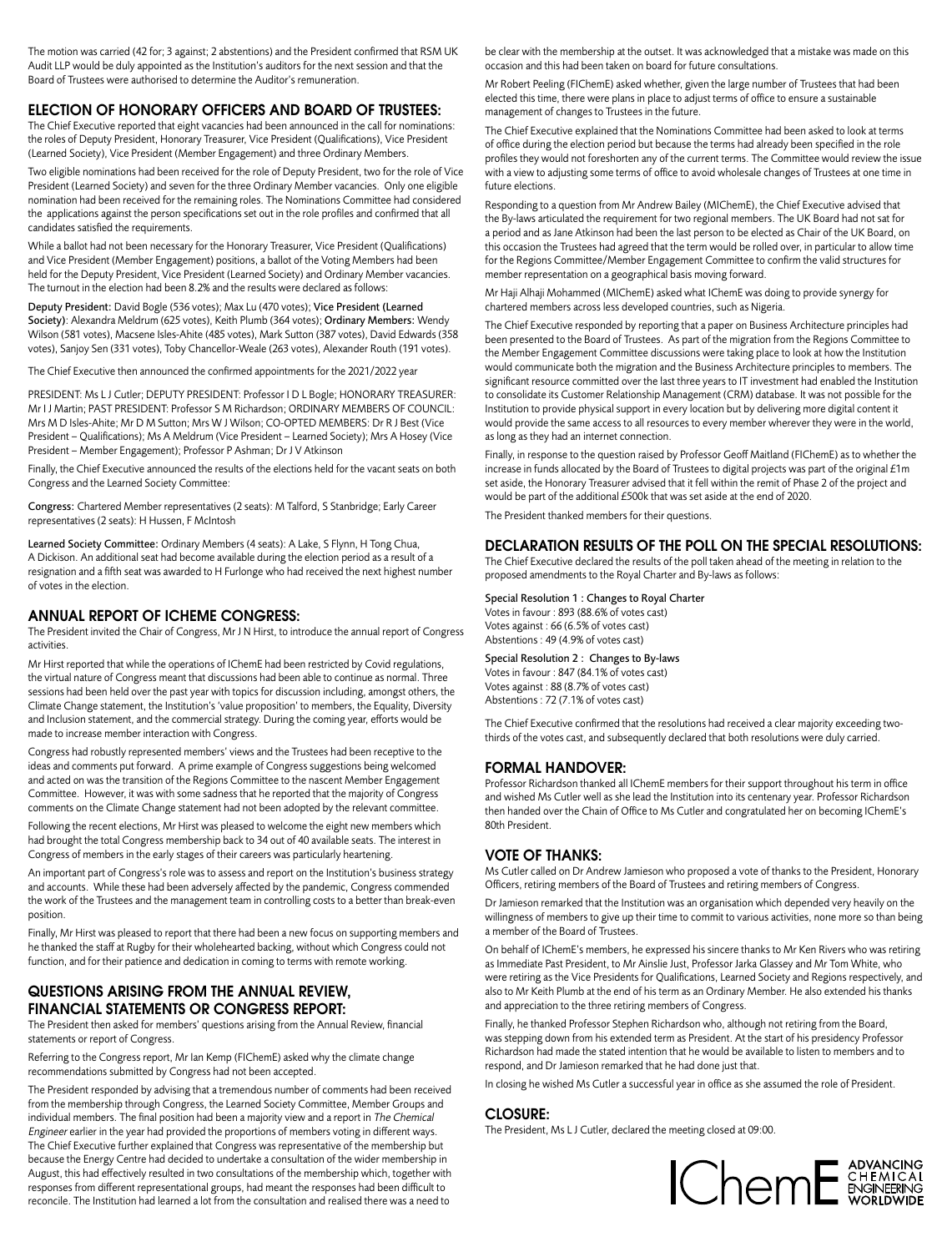The motion was carried (42 for; 3 against; 2 abstentions) and the President confirmed that RSM UK Audit LLP would be duly appointed as the Institution's auditors for the next session and that the Board of Trustees were authorised to determine the Auditor's remuneration.

## ELECTION OF HONORARY OFFICERS AND BOARD OF TRUSTEES:

The Chief Executive reported that eight vacancies had been announced in the call for nominations: the roles of Deputy President, Honorary Treasurer, Vice President (Qualifications), Vice President (Learned Society), Vice President (Member Engagement) and three Ordinary Members.

Two eligible nominations had been received for the role of Deputy President, two for the role of Vice President (Learned Society) and seven for the three Ordinary Member vacancies. Only one eligible nomination had been received for the remaining roles. The Nominations Committee had considered the applications against the person specifications set out in the role profiles and confirmed that all candidates satisfied the requirements.

While a ballot had not been necessary for the Honorary Treasurer, Vice President (Qualifications) and Vice President (Member Engagement) positions, a ballot of the Voting Members had been held for the Deputy President, Vice President (Learned Society) and Ordinary Member vacancies. The turnout in the election had been 8.2% and the results were declared as follows:

**Deputy President:** David Bogle (536 votes); Max Lu (470 votes); **Vice President (Learned Society)**: Alexandra Meldrum (625 votes), Keith Plumb (364 votes); **Ordinary Members:** Wendy Wilson (581 votes), Macsene Isles-Ahite (485 votes), Mark Sutton (387 votes), David Edwards (358 votes), Sanjoy Sen (331 votes), Toby Chancellor-Weale (263 votes), Alexander Routh (191 votes).

The Chief Executive then announced the confirmed appointments for the 2021/2022 year

PRESIDENT: Ms L J Cutler; DEPUTY PRESIDENT: Professor I D L Bogle; HONORARY TREASURER: Mr I J Martin; PAST PRESIDENT: Professor S M Richardson; ORDINARY MEMBERS OF COUNCIL: Mrs M D Isles-Ahite; Mr D M Sutton; Mrs W J Wilson; CO-OPTED MEMBERS: Dr R J Best (Vice President – Qualifications); Ms A Meldrum (Vice President – Learned Society); Mrs A Hosey (Vice President – Member Engagement); Professor P Ashman; Dr J V Atkinson

Finally, the Chief Executive announced the results of the elections held for the vacant seats on both Congress and the Learned Society Committee:

**Congress:** Chartered Member representatives (2 seats): M Talford, S Stanbridge; Early Career representatives (2 seats): H Hussen, F McIntosh

**Learned Society Committee:** Ordinary Members (4 seats): A Lake, S Flynn, H Tong Chua, A Dickison. An additional seat had become available during the election period as a result of a resignation and a fifth seat was awarded to H Furlonge who had received the next highest number of votes in the election.

## ANNUAL REPORT OF ICHEME CONGRESS:

The President invited the Chair of Congress, Mr J N Hirst, to introduce the annual report of Congress activities.

Mr Hirst reported that while the operations of IChemE had been restricted by Covid regulations, the virtual nature of Congress meant that discussions had been able to continue as normal. Three sessions had been held over the past year with topics for discussion including, amongst others, the Climate Change statement, the Institution's 'value proposition' to members, the Equality, Diversity and Inclusion statement, and the commercial strategy. During the coming year, efforts would be made to increase member interaction with Congress.

Congress had robustly represented members' views and the Trustees had been receptive to the ideas and comments put forward. A prime example of Congress suggestions being welcomed and acted on was the transition of the Regions Committee to the nascent Member Engagement Committee. However, it was with some sadness that he reported that the majority of Congress comments on the Climate Change statement had not been adopted by the relevant committee.

Following the recent elections, Mr Hirst was pleased to welcome the eight new members which had brought the total Congress membership back to 34 out of 40 available seats. The interest in Congress of members in the early stages of their careers was particularly heartening.

An important part of Congress's role was to assess and report on the Institution's business strategy and accounts. While these had been adversely affected by the pandemic, Congress commended the work of the Trustees and the management team in controlling costs to a better than break-even position.

Finally, Mr Hirst was pleased to report that there had been a new focus on supporting members and he thanked the staff at Rugby for their wholehearted backing, without which Congress could not function, and for their patience and dedication in coming to terms with remote working.

## QUESTIONS ARISING FROM THE ANNUAL REVIEW, FINANCIAL STATEMENTS OR CONGRESS REPORT:

The President then asked for members' questions arising from the Annual Review, financial statements or report of Congress.

Referring to the Congress report, Mr Ian Kemp (FIChemE) asked why the climate change recommendations submitted by Congress had not been accepted.

The President responded by advising that a tremendous number of comments had been received from the membership through Congress, the Learned Society Committee, Member Groups and individual members. The final position had been a majority view and a report in *The Chemical Engineer* earlier in the year had provided the proportions of members voting in different ways. The Chief Executive further explained that Congress was representative of the membership but because the Energy Centre had decided to undertake a consultation of the wider membership in August, this had effectively resulted in two consultations of the membership which, together with responses from different representational groups, had meant the responses had been difficult to reconcile. The Institution had learned a lot from the consultation and realised there was a need to be clear with the membership at the outset. It was acknowledged that a mistake was made on this occasion and this had been taken on board for future consultations.

Mr Robert Peeling (FIChemE) asked whether, given the large number of Trustees that had been elected this time, there were plans in place to adjust terms of office to ensure a sustainable management of changes to Trustees in the future.

The Chief Executive explained that the Nominations Committee had been asked to look at terms of office during the election period but because the terms had already been specified in the role profiles they would not foreshorten any of the current terms. The Committee would review the issue with a view to adjusting some terms of office to avoid wholesale changes of Trustees at one time in future elections.

Responding to a question from Mr Andrew Bailey (MIChemE), the Chief Executive advised that the By-laws articulated the requirement for two regional members. The UK Board had not sat for a period and as Jane Atkinson had been the last person to be elected as Chair of the UK Board, on this occasion the Trustees had agreed that the term would be rolled over, in particular to allow time for the Regions Committee/Member Engagement Committee to confirm the valid structures for member representation on a geographical basis moving forward.

Mr Haji Alhaji Mohammed (MIChemE) asked what IChemE was doing to provide synergy for chartered members across less developed countries, such as Nigeria.

The Chief Executive responded by reporting that a paper on Business Architecture principles had been presented to the Board of Trustees. As part of the migration from the Regions Committee to the Member Engagement Committee discussions were taking place to look at how the Institution would communicate both the migration and the Business Architecture principles to members. The significant resource committed over the last three years to IT investment had enabled the Institution to consolidate its Customer Relationship Management (CRM) database. It was not possible for the Institution to provide physical support in every location but by delivering more digital content it would provide the same access to all resources to every member wherever they were in the world, as long as they had an internet connection.

Finally, in response to the question raised by Professor Geoff Maitland (FIChemE) as to whether the increase in funds allocated by the Board of Trustees to digital projects was part of the original £1m set aside, the Honorary Treasurer advised that it fell within the remit of Phase 2 of the project and would be part of the additional £500k that was set aside at the end of 2020.

The President thanked members for their questions.

## DECLARATION RESULTS OF THE POLL ON THE SPECIAL RESOLUTIONS:

The Chief Executive declared the results of the poll taken ahead of the meeting in relation to the proposed amendments to the Royal Charter and By-laws as follows:

**Special Resolution 1 : Changes to Royal Charter**
Votes in favour : 893 (88.6% of votes cast)
Votes against : 66 (6.5% of votes cast)
Abstentions : 49 (4.9% of votes cast)

**Special Resolution 2 : Changes to By-laws**
Votes in favour : 847 (84.1% of votes cast)
Votes against : 88 (8.7% of votes cast)
Abstentions : 72 (7.1% of votes cast)

The Chief Executive confirmed that the resolutions had received a clear majority exceeding two-thirds of the votes cast, and subsequently declared that both resolutions were duly carried.

## FORMAL HANDOVER:

Professor Richardson thanked all IChemE members for their support throughout his term in office and wished Ms Cutler well as she lead the Institution into its centenary year. Professor Richardson then handed over the Chain of Office to Ms Cutler and congratulated her on becoming IChemE's 80th President.

## VOTE OF THANKS:

Ms Cutler called on Dr Andrew Jamieson who proposed a vote of thanks to the President, Honorary Officers, retiring members of the Board of Trustees and retiring members of Congress.

Dr Jamieson remarked that the Institution was an organisation which depended very heavily on the willingness of members to give up their time to commit to various activities, none more so than being a member of the Board of Trustees.

On behalf of IChemE's members, he expressed his sincere thanks to Mr Ken Rivers who was retiring as Immediate Past President, to Mr Ainslie Just, Professor Jarka Glassey and Mr Tom White, who were retiring as the Vice Presidents for Qualifications, Learned Society and Regions respectively, and also to Mr Keith Plumb at the end of his term as an Ordinary Member. He also extended his thanks and appreciation to the three retiring members of Congress.

Finally, he thanked Professor Stephen Richardson who, although not retiring from the Board, was stepping down from his extended term as President. At the start of his presidency Professor Richardson had made the stated intention that he would be available to listen to members and to respond, and Dr Jamieson remarked that he had done just that.

In closing he wished Ms Cutler a successful year in office as she assumed the role of President.

## CLOSURE:

The President, Ms L J Cutler, declared the meeting closed at 09:00.

IChemE ADVANCING CHEMICAL ENGINEERING WORLDWIDE